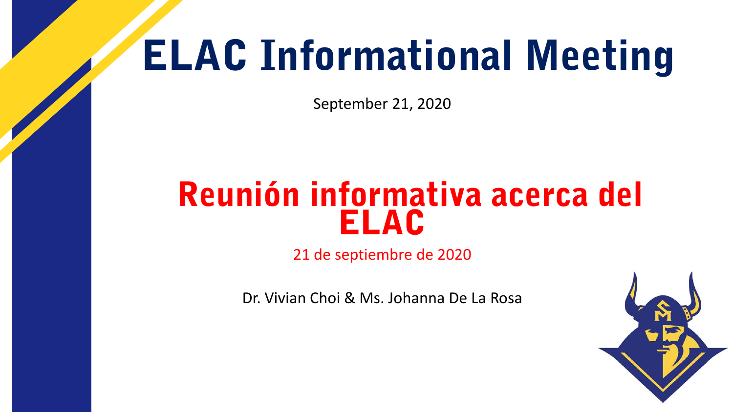# ELAC Informational Meeting

September 21, 2020

# Reunión informativa acerca del ELAC

21 de septiembre de 2020

Dr. Vivian Choi & Ms. Johanna De La Rosa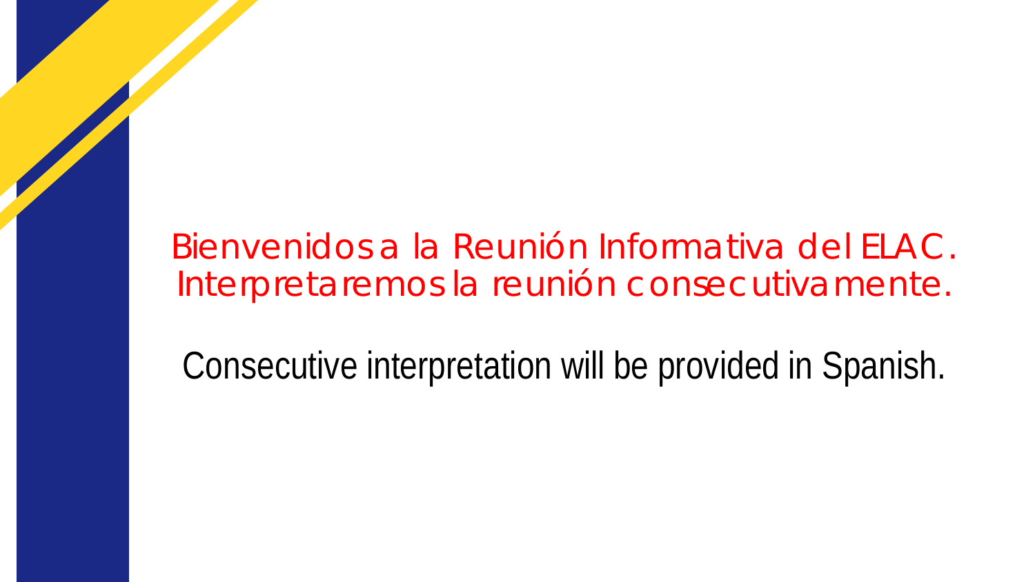Bienvenidos a la Reunión Informativa del ELAC.
Interpretaremos la reunión consecutivamente.

Consecutive interpretation will be provided in Spanish.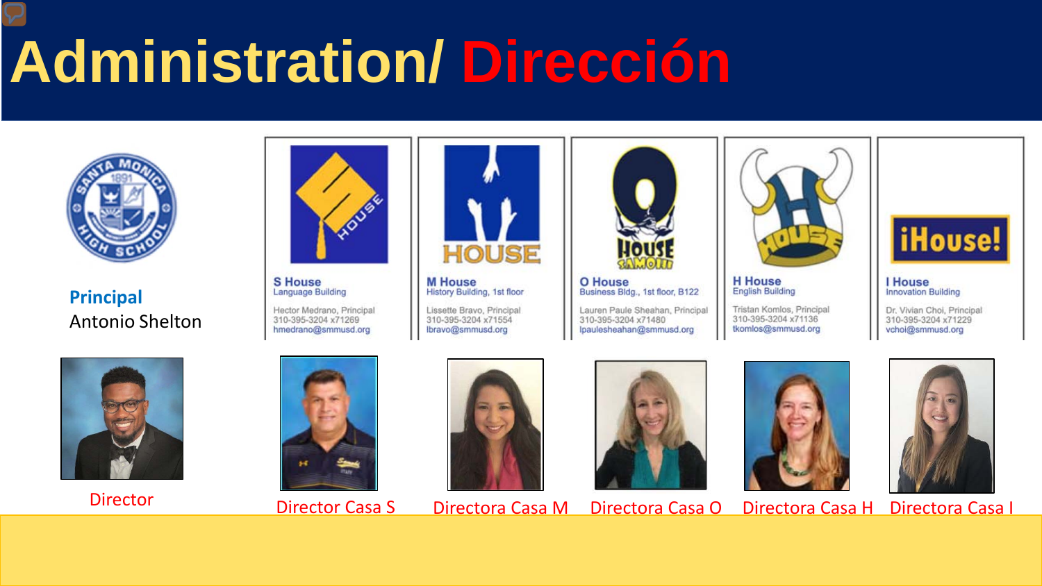# Administration/ Dirección

**Principal**
Antonio Shelton

Director

**S House**
Language Building

Hector Medrano, Principal
310-395-3204 x71269
hmedrano@smmusd.org

Director Casa S

**M House**
History Building, 1st floor

Lissette Bravo, Principal
310-395-3204 x71554
lbravo@smmusd.org

Directora Casa M

**O House**
Business Bldg., 1st floor, B122

Lauren Paule Sheahan, Principal
310-395-3204 x71480
lpaulesheahan@smmusd.org

Directora Casa O

**H House**
English Building

Tristan Komlos, Principal
310-395-3204 x71136
tkomlos@smmusd.org

Directora Casa H

**I House**
Innovation Building

Dr. Vivian Choi, Principal
310-395-3204 x71229
vchoi@smmusd.org

Directora Casa I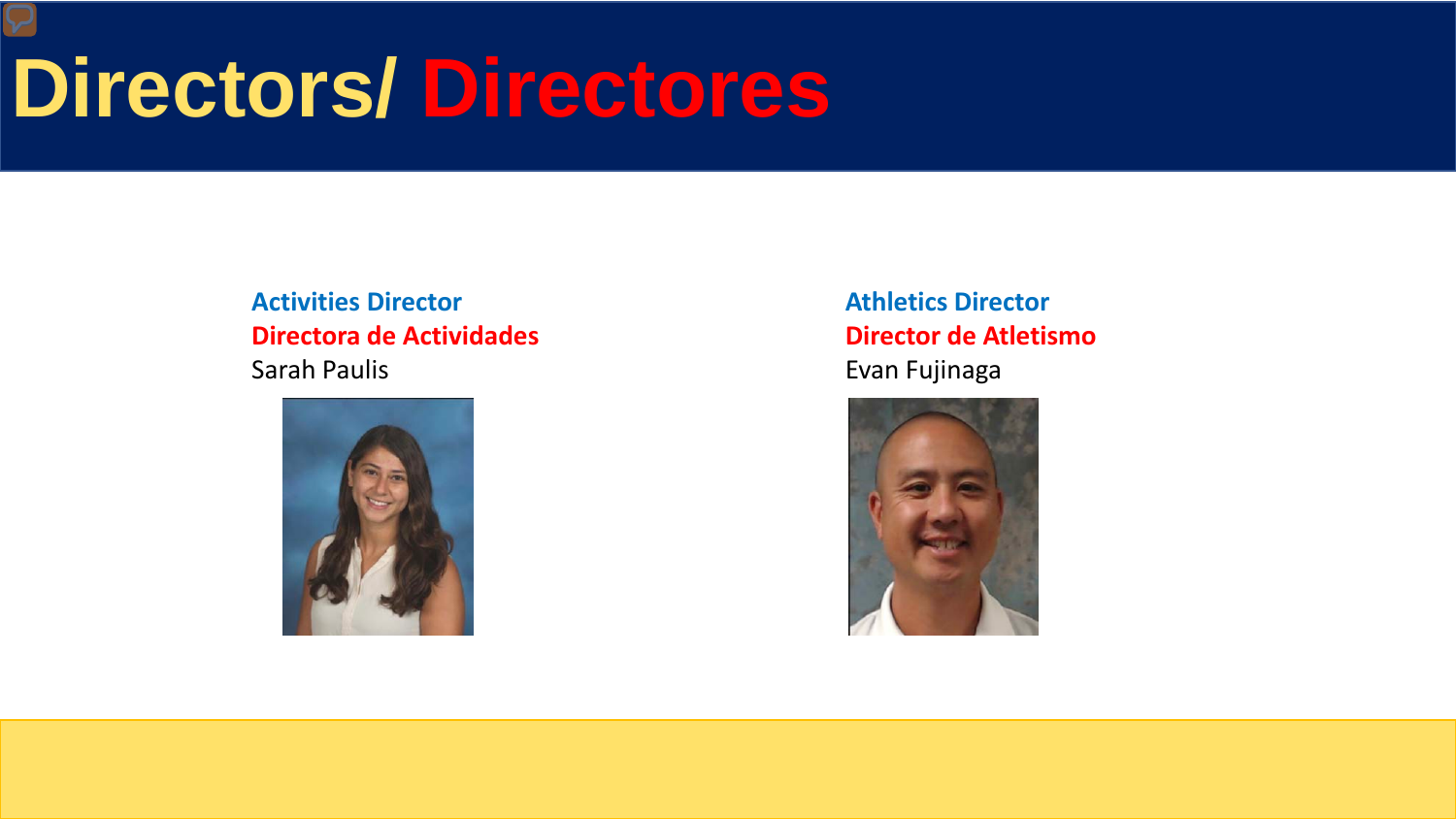# Directors/ Directores

**Activities Director**
**Directora de Actividades**
Sarah Paulis

**Athletics Director**
**Director de Atletismo**
Evan Fujinaga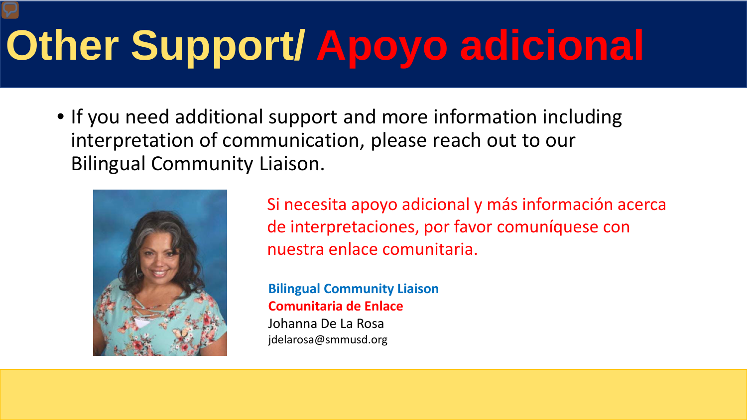# Other Support/ Apoyo adicional

- If you need additional support and more information including interpretation of communication, please reach out to our Bilingual Community Liaison.

Si necesita apoyo adicional y más información acerca de interpretaciones, por favor comuníquese con nuestra enlace comunitaria.

**Bilingual Community Liaison**
**Comunitaria de Enlace**
Johanna De La Rosa
jdelarosa@smmusd.org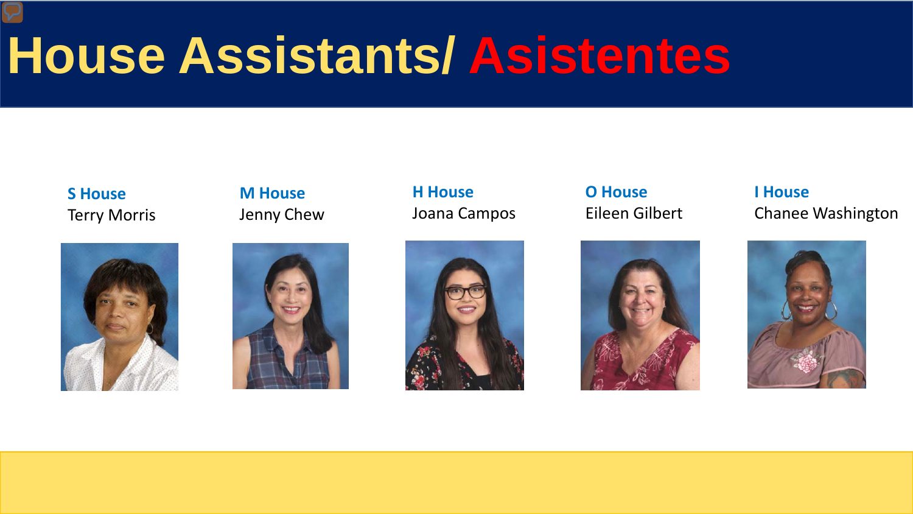# House Assistants/ Asistentes

**S House**
Terry Morris

**M House**
Jenny Chew

**H House**
Joana Campos

**O House**
Eileen Gilbert

**I House**
Chanee Washington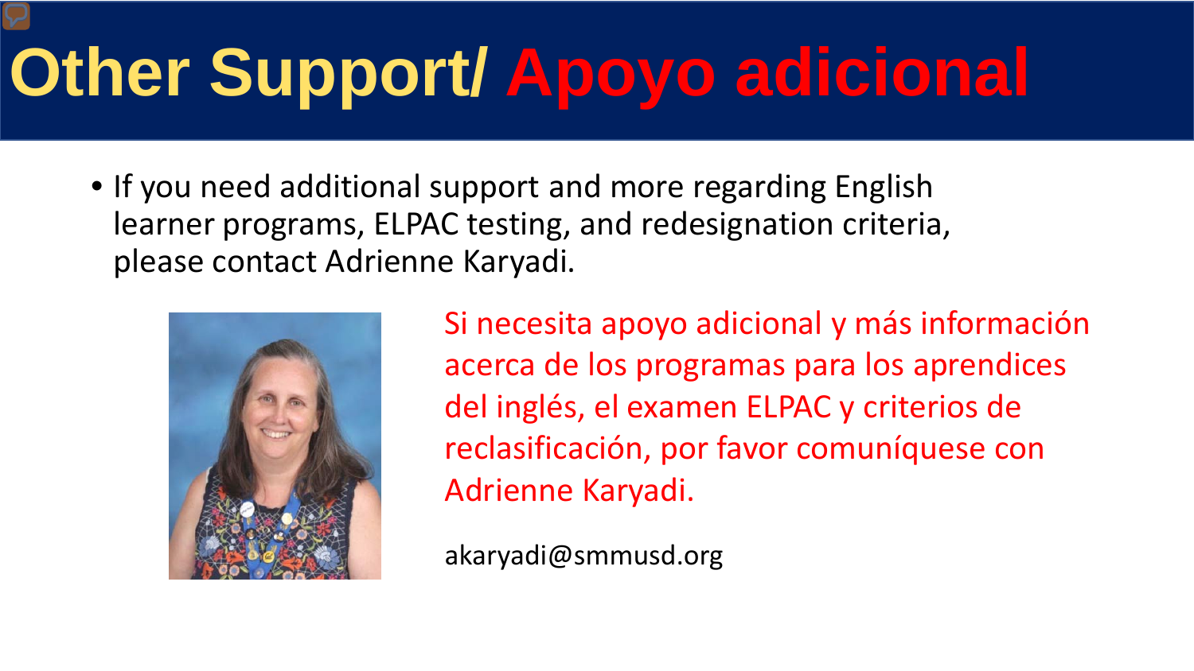# Other Support/ Apoyo adicional

- If you need additional support and more regarding English learner programs, ELPAC testing, and redesignation criteria, please contact Adrienne Karyadi.

Si necesita apoyo adicional y más información acerca de los programas para los aprendices del inglés, el examen ELPAC y criterios de reclasificación, por favor comuníquese con Adrienne Karyadi.

akaryadi@smmusd.org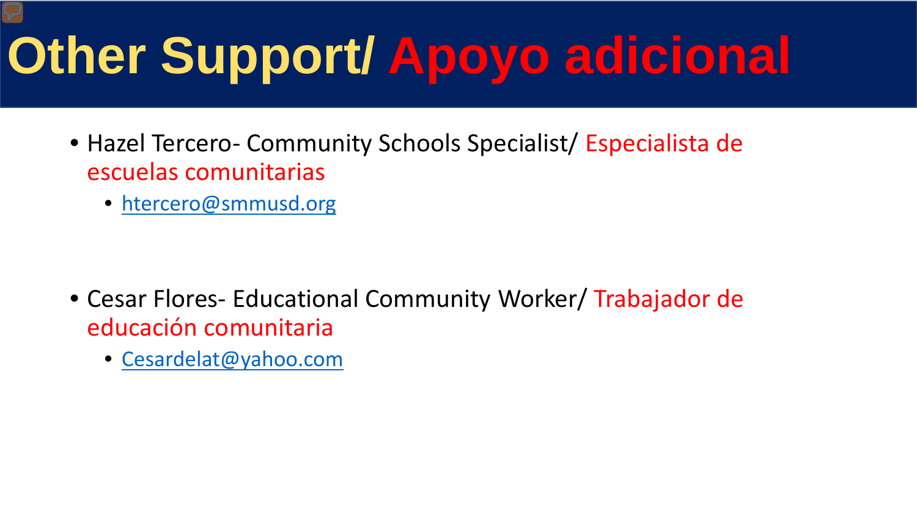# Other Support/ Apoyo adicional

- Hazel Tercero- Community Schools Specialist/ Especialista de escuelas comunitarias
  - htercero@smmusd.org

- Cesar Flores- Educational Community Worker/ Trabajador de educación comunitaria
  - Cesardelat@yahoo.com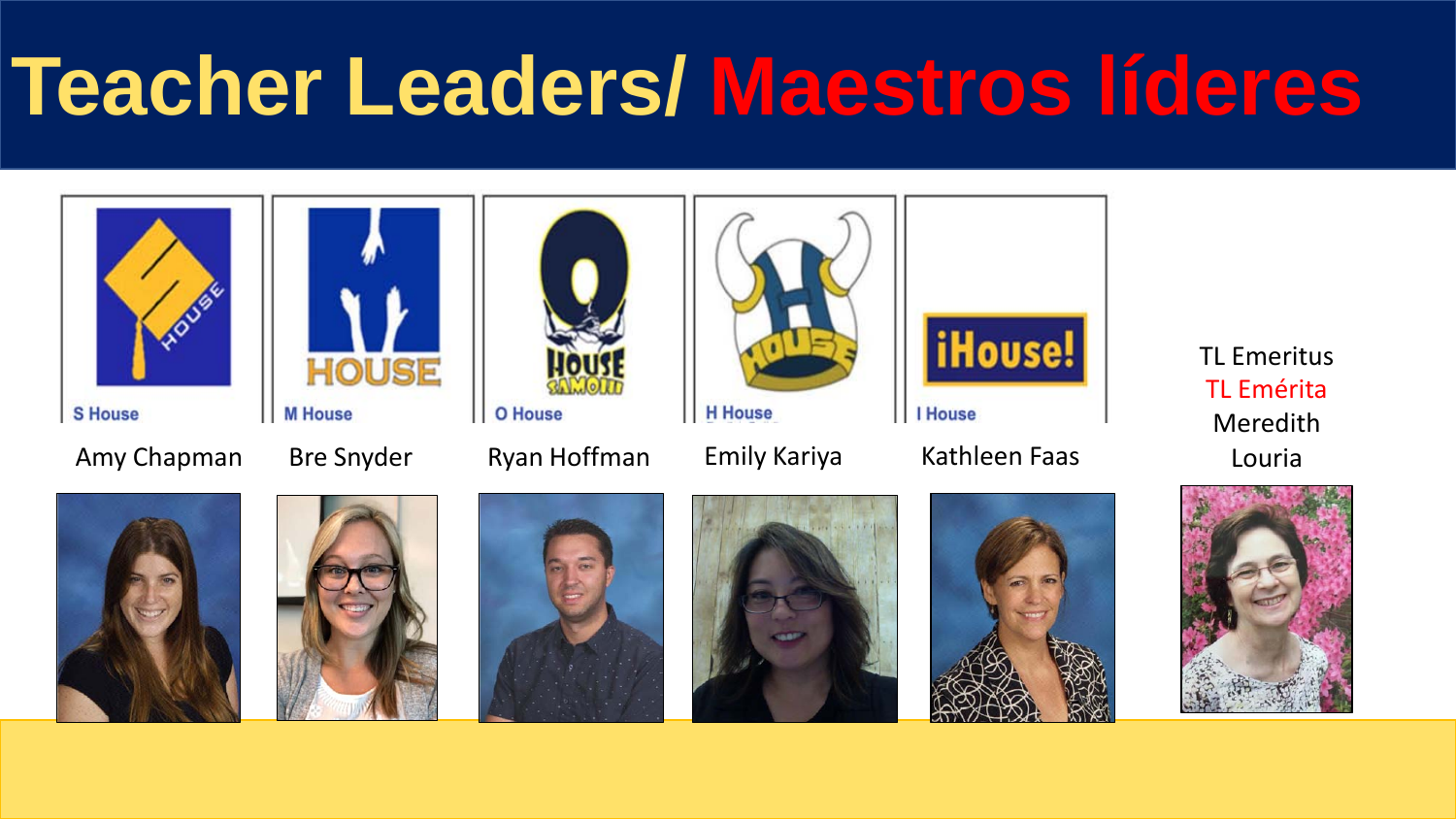# Teacher Leaders/ Maestros líderes

| S House | M House | O House | H House | I House | |
|---|---|---|---|---|---|
| Amy Chapman | Bre Snyder | Ryan Hoffman | Emily Kariya | Kathleen Faas | TL Emeritus<br>TL Emérita<br>Meredith Louria |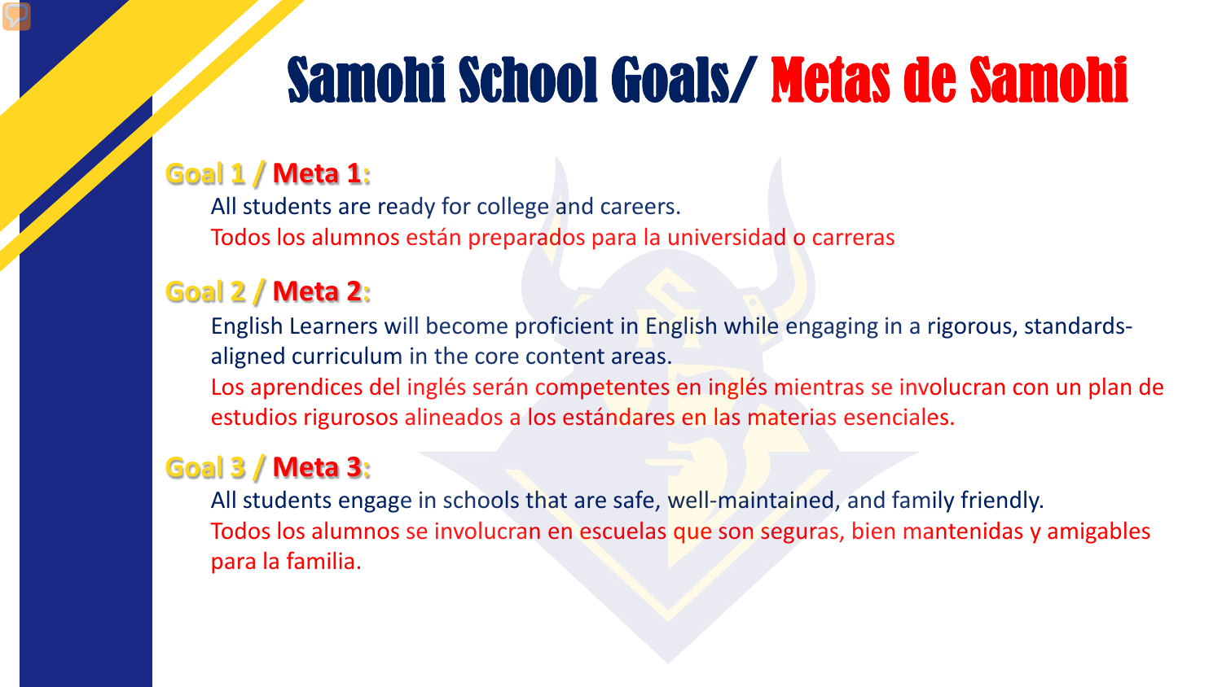# Samohi School Goals/ Metas de Samohi

**Goal 1 / Meta 1:**

All students are ready for college and careers.

Todos los alumnos están preparados para la universidad o carreras

**Goal 2 / Meta 2:**

English Learners will become proficient in English while engaging in a rigorous, standards-aligned curriculum in the core content areas.

Los aprendices del inglés serán competentes en inglés mientras se involucran con un plan de estudios rigurosos alineados a los estándares en las materias esenciales.

**Goal 3 / Meta 3:**

All students engage in schools that are safe, well-maintained, and family friendly.

Todos los alumnos se involucran en escuelas que son seguras, bien mantenidas y amigables para la familia.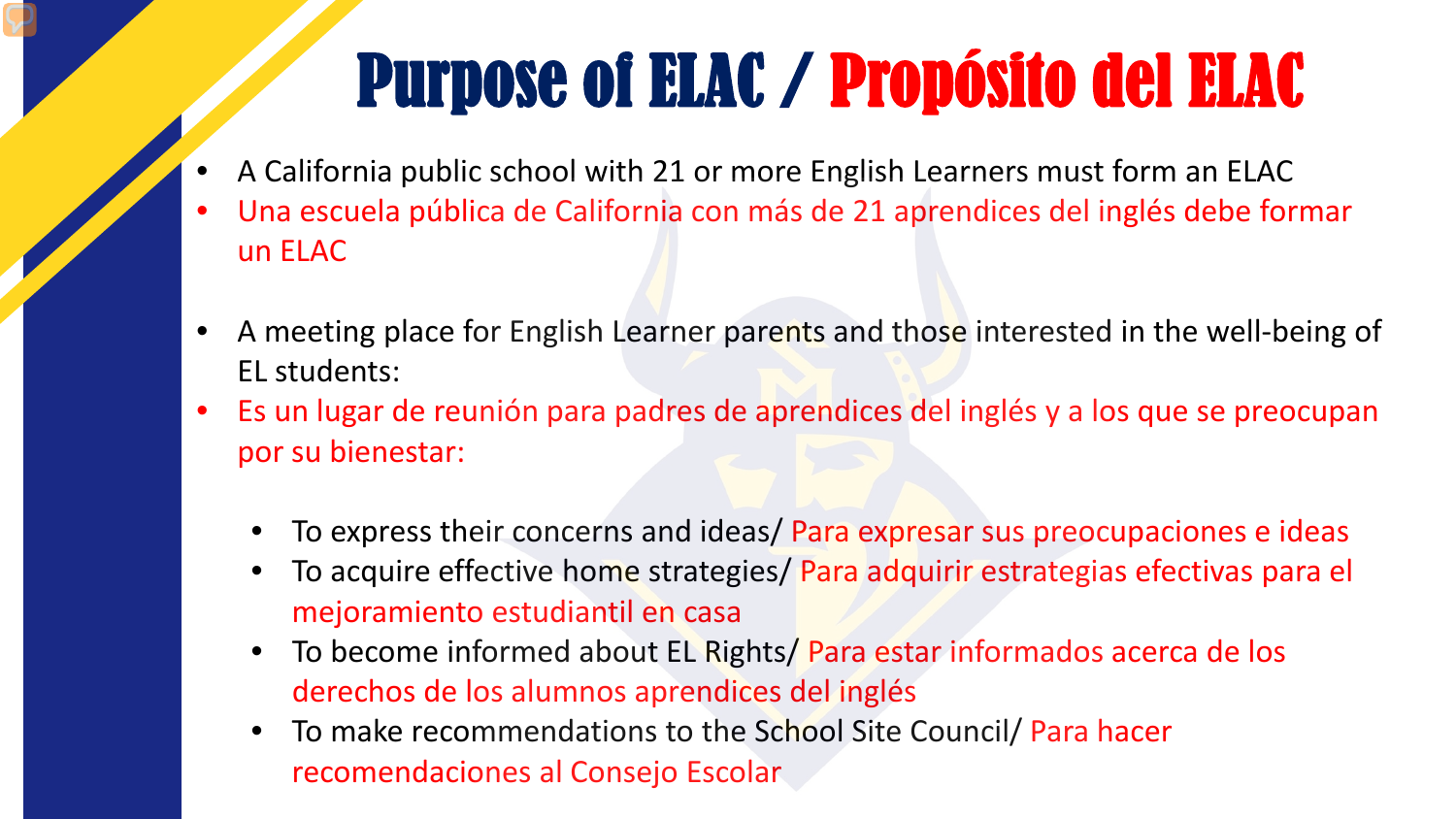# Purpose of ELAC / Propósito del ELAC

- A California public school with 21 or more English Learners must form an ELAC
- Una escuela pública de California con más de 21 aprendices del inglés debe formar un ELAC

- A meeting place for English Learner parents and those interested in the well-being of EL students:
- Es un lugar de reunión para padres de aprendices del inglés y a los que se preocupan por su bienestar:
  - To express their concerns and ideas/ Para expresar sus preocupaciones e ideas
  - To acquire effective home strategies/ Para adquirir estrategias efectivas para el mejoramiento estudiantil en casa
  - To become informed about EL Rights/ Para estar informados acerca de los derechos de los alumnos aprendices del inglés
  - To make recommendations to the School Site Council/ Para hacer recomendaciones al Consejo Escolar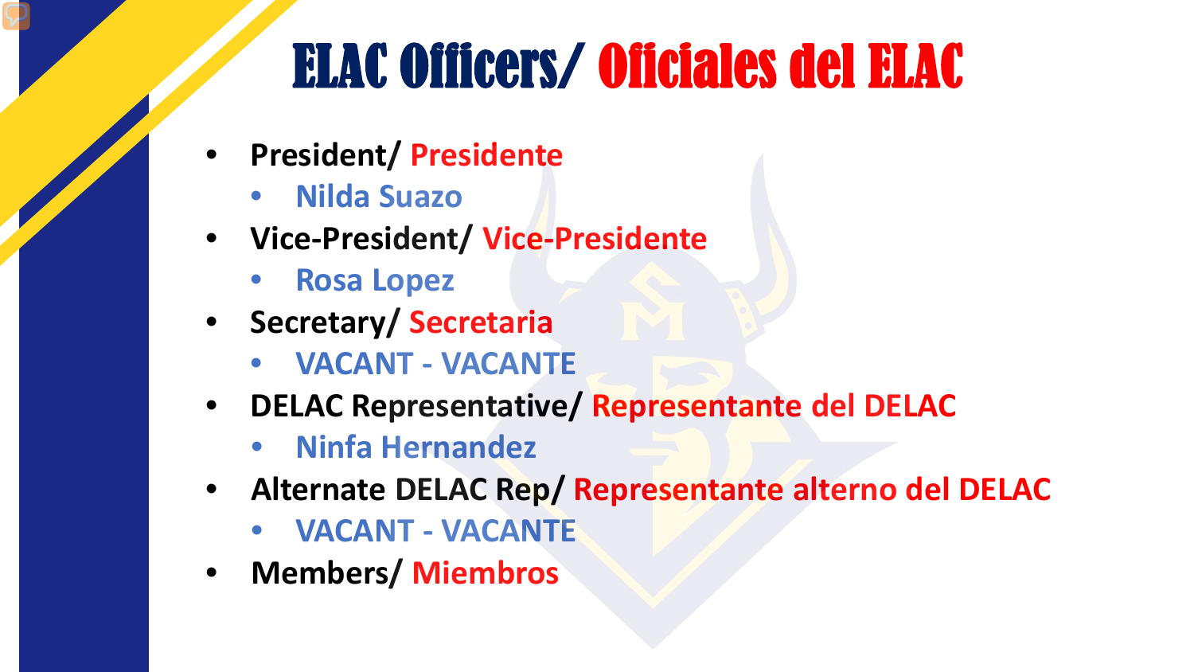# ELAC Officers/ Oficiales del ELAC

- **President/ Presidente**
  - **Nilda Suazo**
- **Vice-President/ Vice-Presidente**
  - **Rosa Lopez**
- **Secretary/ Secretaria**
  - **VACANT - VACANTE**
- **DELAC Representative/ Representante del DELAC**
  - **Ninfa Hernandez**
- **Alternate DELAC Rep/ Representante alterno del DELAC**
  - **VACANT - VACANTE**
- **Members/ Miembros**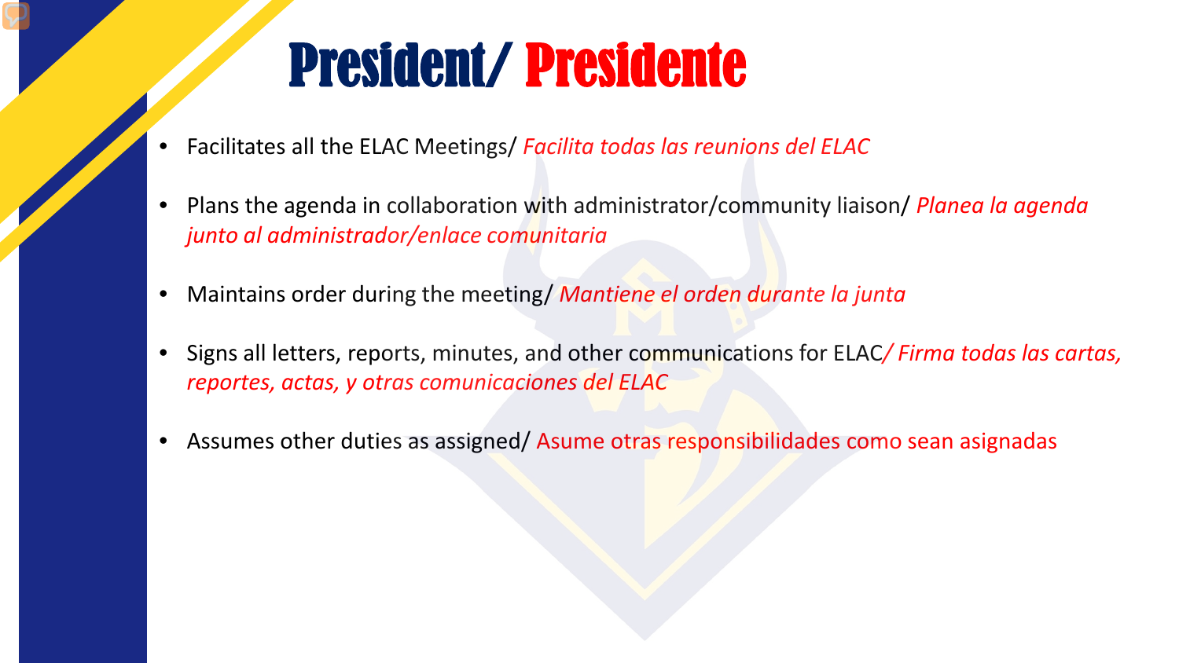# President/ Presidente

- Facilitates all the ELAC Meetings/ *Facilita todas las reunions del ELAC*
- Plans the agenda in collaboration with administrator/community liaison/ *Planea la agenda junto al administrador/enlace comunitaria*
- Maintains order during the meeting/ *Mantiene el orden durante la junta*
- Signs all letters, reports, minutes, and other communications for ELAC*/ Firma todas las cartas, reportes, actas, y otras comunicaciones del ELAC*
- Assumes other duties as assigned/ Asume otras responsibilidades como sean asignadas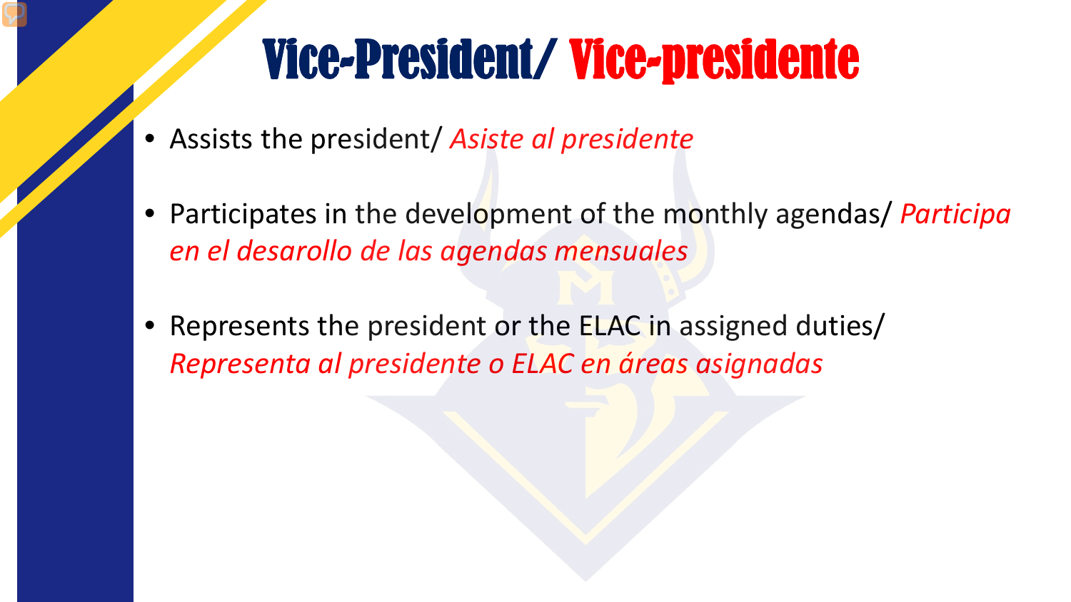# Vice-President/ Vice-presidente

- Assists the president/ *Asiste al presidente*
- Participates in the development of the monthly agendas/ *Participa en el desarollo de las agendas mensuales*
- Represents the president or the ELAC in assigned duties/ *Representa al presidente o ELAC en áreas asignadas*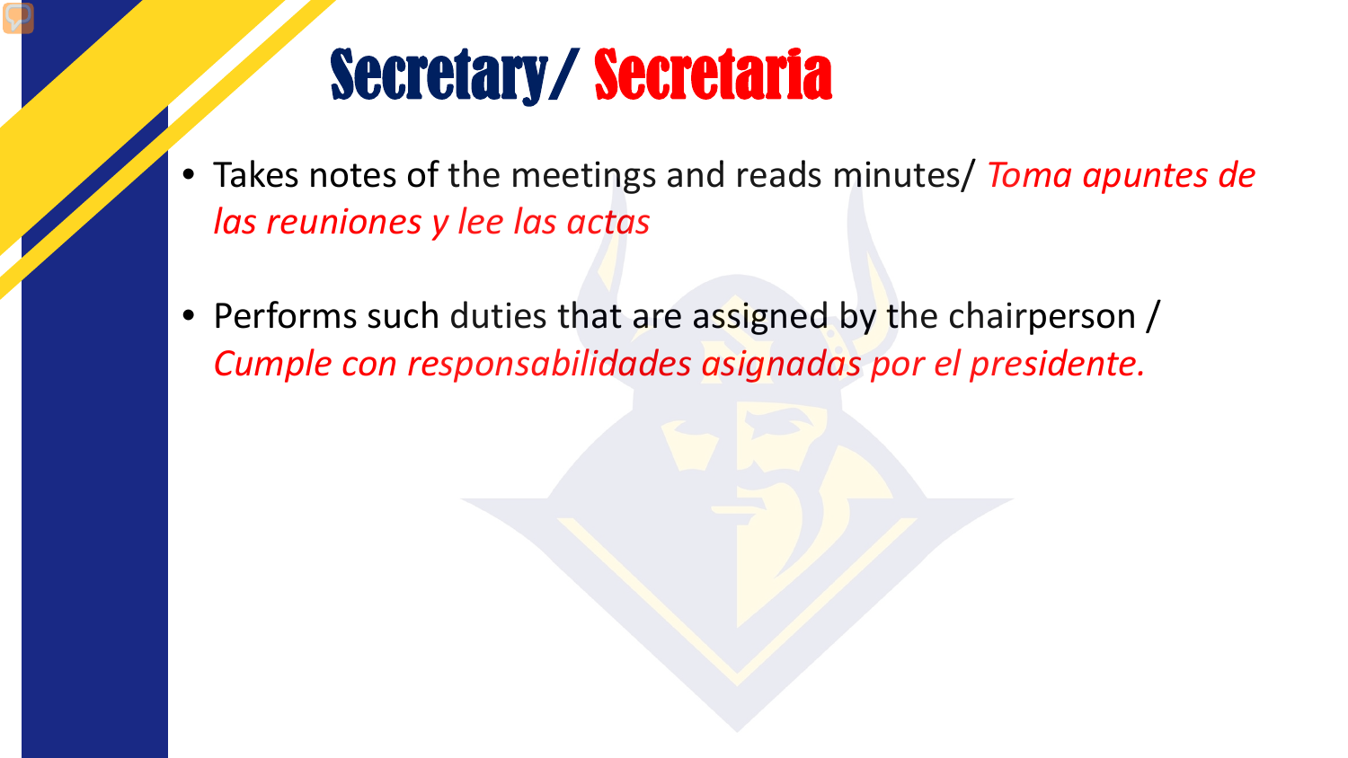# Secretary/ Secretaria

- Takes notes of the meetings and reads minutes/ *Toma apuntes de las reuniones y lee las actas*
- Performs such duties that are assigned by the chairperson / *Cumple con responsabilidades asignadas por el presidente.*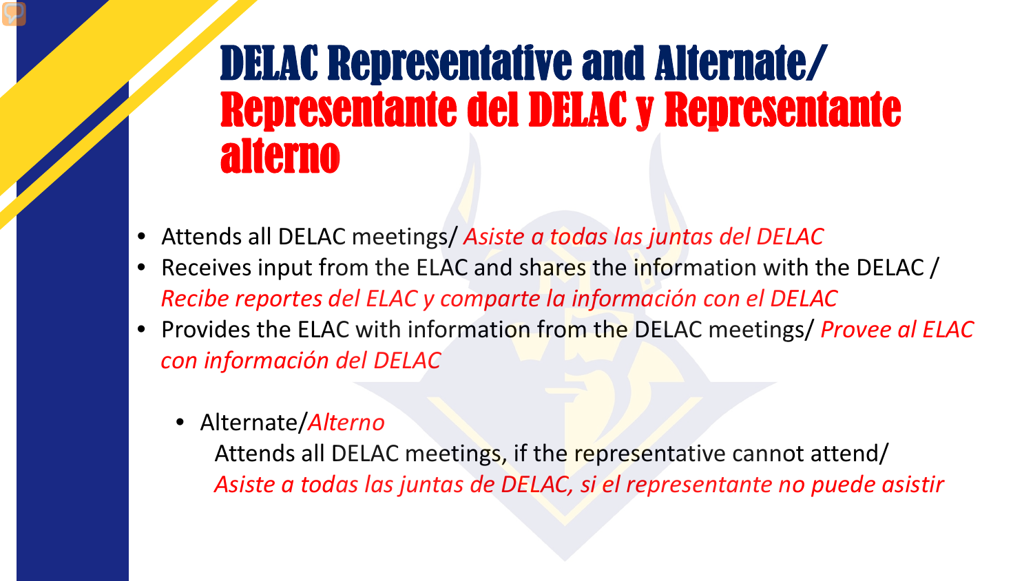# DELAC Representative and Alternate/ Representante del DELAC y Representante alterno

- Attends all DELAC meetings/ *Asiste a todas las juntas del DELAC*
- Receives input from the ELAC and shares the information with the DELAC / *Recibe reportes del ELAC y comparte la información con el DELAC*
- Provides the ELAC with information from the DELAC meetings/ *Provee al ELAC con información del DELAC*
  - Alternate/*Alterno*

    Attends all DELAC meetings, if the representative cannot attend/ *Asiste a todas las juntas de DELAC, si el representante no puede asistir*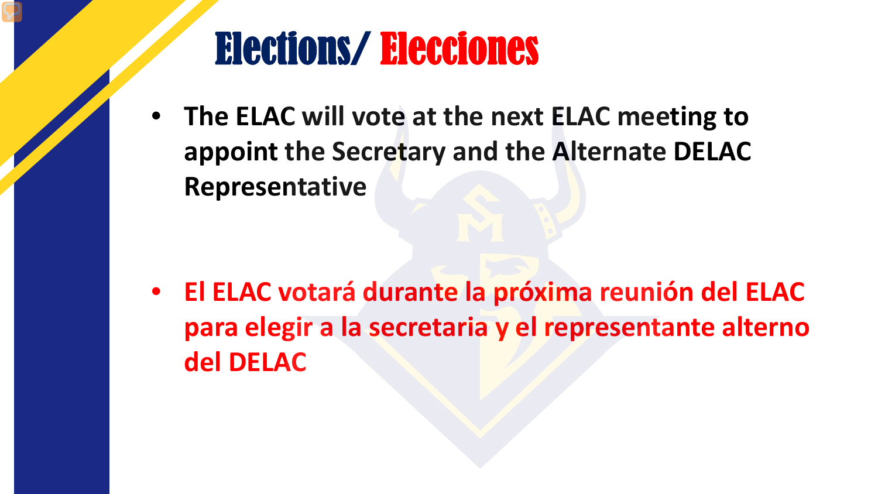# Elections/ Elecciones

- **The ELAC will vote at the next ELAC meeting to appoint the Secretary and the Alternate DELAC Representative**

- **El ELAC votará durante la próxima reunión del ELAC para elegir a la secretaria y el representante alterno del DELAC**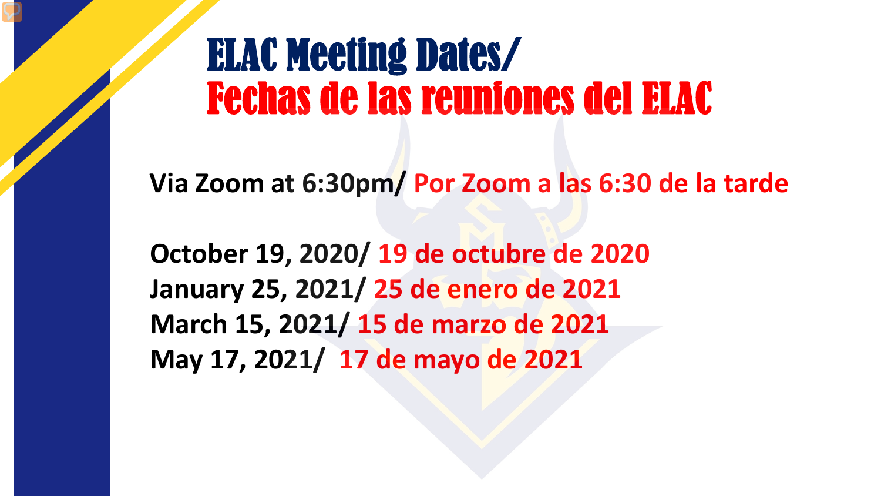# ELAC Meeting Dates/ Fechas de las reuniones del ELAC

**Via Zoom at 6:30pm/ Por Zoom a las 6:30 de la tarde**

**October 19, 2020/ 19 de octubre de 2020**
**January 25, 2021/ 25 de enero de 2021**
**March 15, 2021/ 15 de marzo de 2021**
**May 17, 2021/ 17 de mayo de 2021**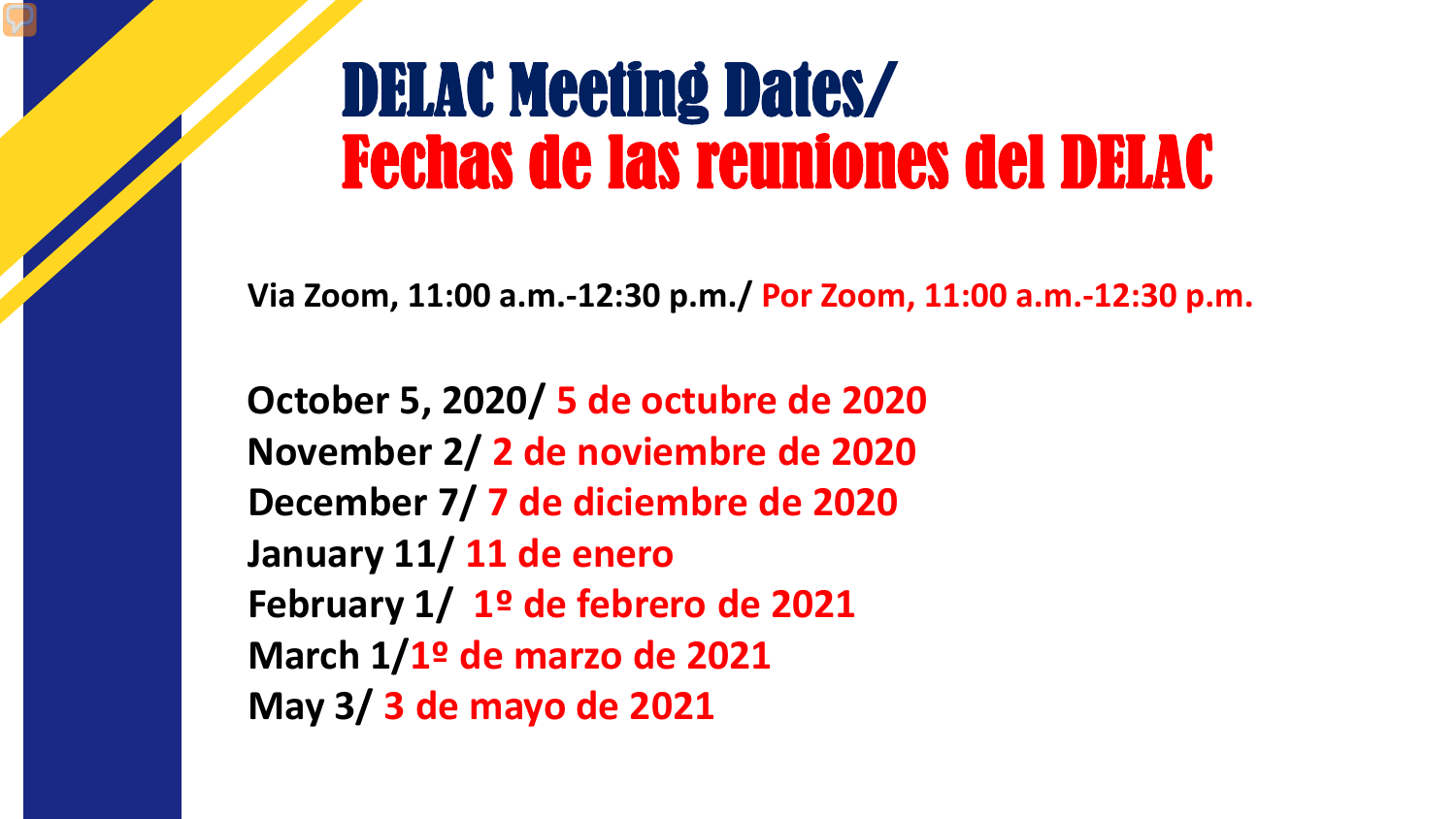# DELAC Meeting Dates/ Fechas de las reuniones del DELAC

**Via Zoom, 11:00 a.m.-12:30 p.m./ Por Zoom, 11:00 a.m.-12:30 p.m.**

**October 5, 2020/ 5 de octubre de 2020**
**November 2/ 2 de noviembre de 2020**
**December 7/ 7 de diciembre de 2020**
**January 11/ 11 de enero**
**February 1/ 1º de febrero de 2021**
**March 1/1º de marzo de 2021**
**May 3/ 3 de mayo de 2021**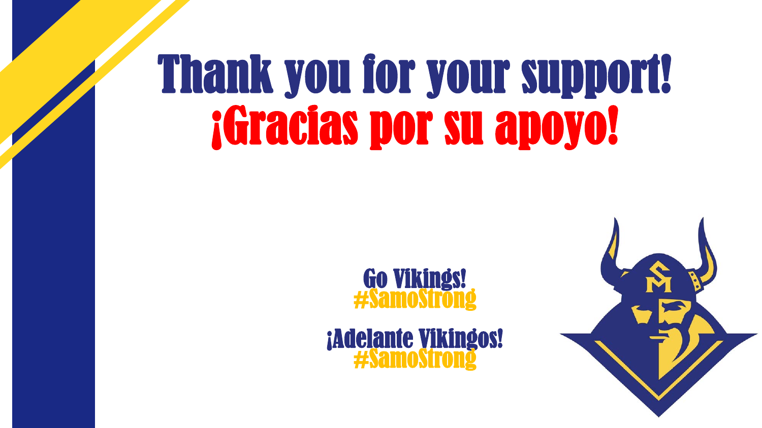# Thank you for your support!
# ¡Gracias por su apoyo!

Go Vikings!
#SamoStrong

¡Adelante Vikingos!
#SamoStrong